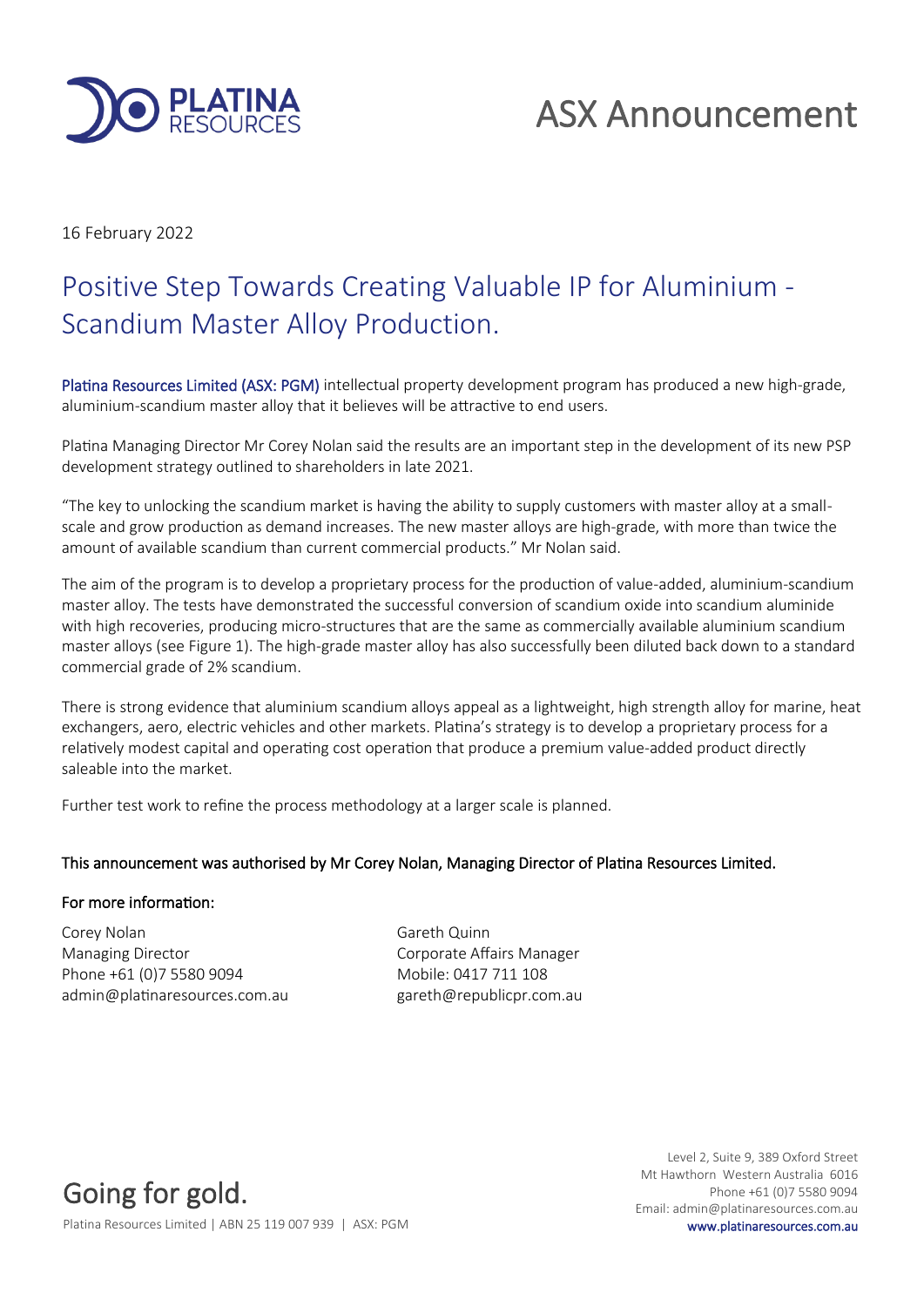# ASX Announcement

16 February 2022

## Positive Step Towards Creating Valuable IP for Aluminium - Scandium Master Alloy Production.

Platina Resources Limited (ASX: PGM) intellectual property development program has produced a new high-grade, aluminium-scandium master alloy that it believes will be attractive to end users.

Platina Managing Director Mr Corey Nolan said the results are an important step in the development of its new PSP development strategy outlined to shareholders in late 2021.

"The key to unlocking the scandium market is having the ability to supply customers with master alloy at a small-scale and grow production as demand increases. The new master alloys are high-grade, with more than twice the amount of available scandium than current commercial products." Mr Nolan said.

The aim of the program is to develop a proprietary process for the production of value-added, aluminium-scandium master alloy. The tests have demonstrated the successful conversion of scandium oxide into scandium aluminide with high recoveries, producing micro-structures that are the same as commercially available aluminium scandium master alloys (see Figure 1). The high-grade master alloy has also successfully been diluted back down to a standard commercial grade of 2% scandium.

There is strong evidence that aluminium scandium alloys appeal as a lightweight, high strength alloy for marine, heat exchangers, aero, electric vehicles and other markets. Platina's strategy is to develop a proprietary process for a relatively modest capital and operating cost operation that produce a premium value-added product directly saleable into the market.

Further test work to refine the process methodology at a larger scale is planned.

**This announcement was authorised by Mr Corey Nolan, Managing Director of Platina Resources Limited.**

**For more information:**

Corey Nolan
Managing Director
Phone +61 (0)7 5580 9094
admin@platinaresources.com.au

Gareth Quinn
Corporate Affairs Manager
Mobile: 0417 711 108
gareth@republicpr.com.au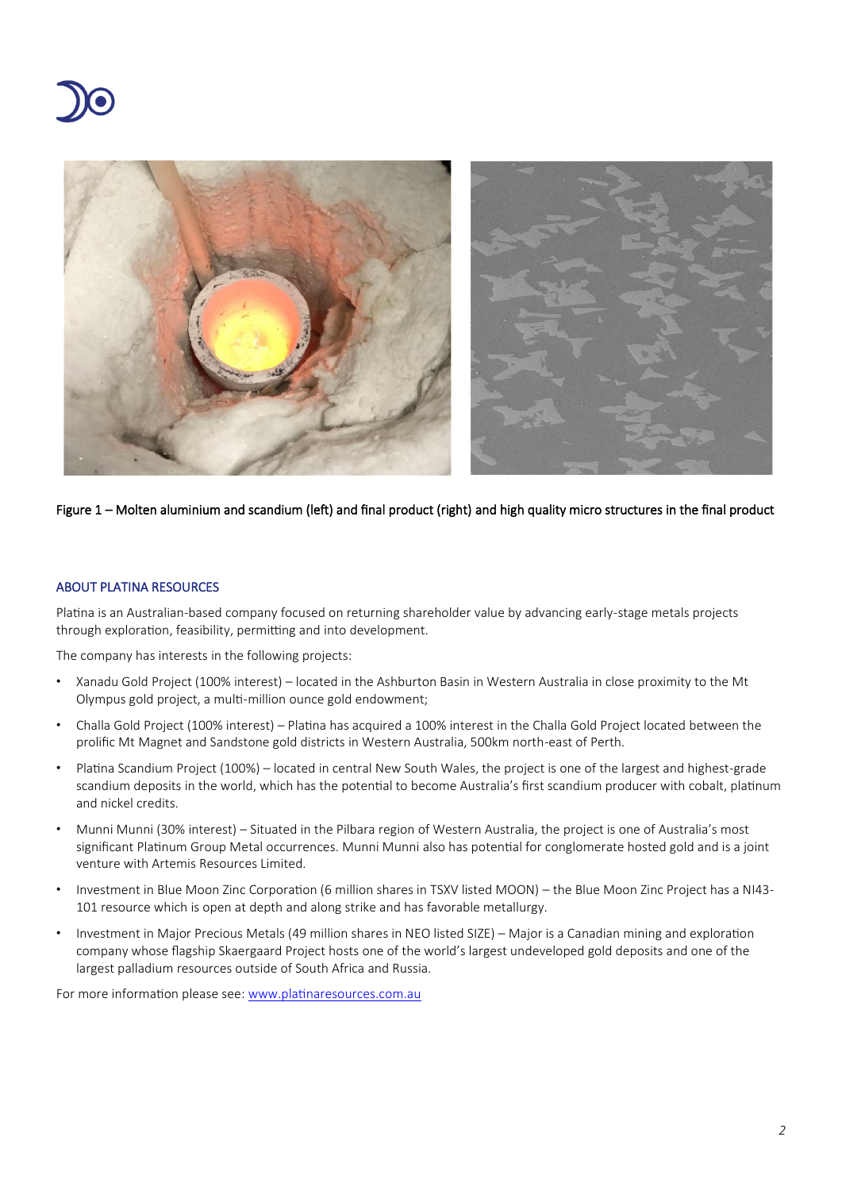Figure 1 – Molten aluminium and scandium (left) and final product (right) and high quality micro structures in the final product

## ABOUT PLATINA RESOURCES

Platina is an Australian-based company focused on returning shareholder value by advancing early-stage metals projects through exploration, feasibility, permitting and into development.

The company has interests in the following projects:

- Xanadu Gold Project (100% interest) – located in the Ashburton Basin in Western Australia in close proximity to the Mt Olympus gold project, a multi-million ounce gold endowment;
- Challa Gold Project (100% interest) – Platina has acquired a 100% interest in the Challa Gold Project located between the prolific Mt Magnet and Sandstone gold districts in Western Australia, 500km north-east of Perth.
- Platina Scandium Project (100%) – located in central New South Wales, the project is one of the largest and highest-grade scandium deposits in the world, which has the potential to become Australia's first scandium producer with cobalt, platinum and nickel credits.
- Munni Munni (30% interest) – Situated in the Pilbara region of Western Australia, the project is one of Australia's most significant Platinum Group Metal occurrences. Munni Munni also has potential for conglomerate hosted gold and is a joint venture with Artemis Resources Limited.
- Investment in Blue Moon Zinc Corporation (6 million shares in TSXV listed MOON) – the Blue Moon Zinc Project has a NI43-101 resource which is open at depth and along strike and has favorable metallurgy.
- Investment in Major Precious Metals (49 million shares in NEO listed SIZE) – Major is a Canadian mining and exploration company whose flagship Skaergaard Project hosts one of the world's largest undeveloped gold deposits and one of the largest palladium resources outside of South Africa and Russia.

For more information please see: www.platinaresources.com.au